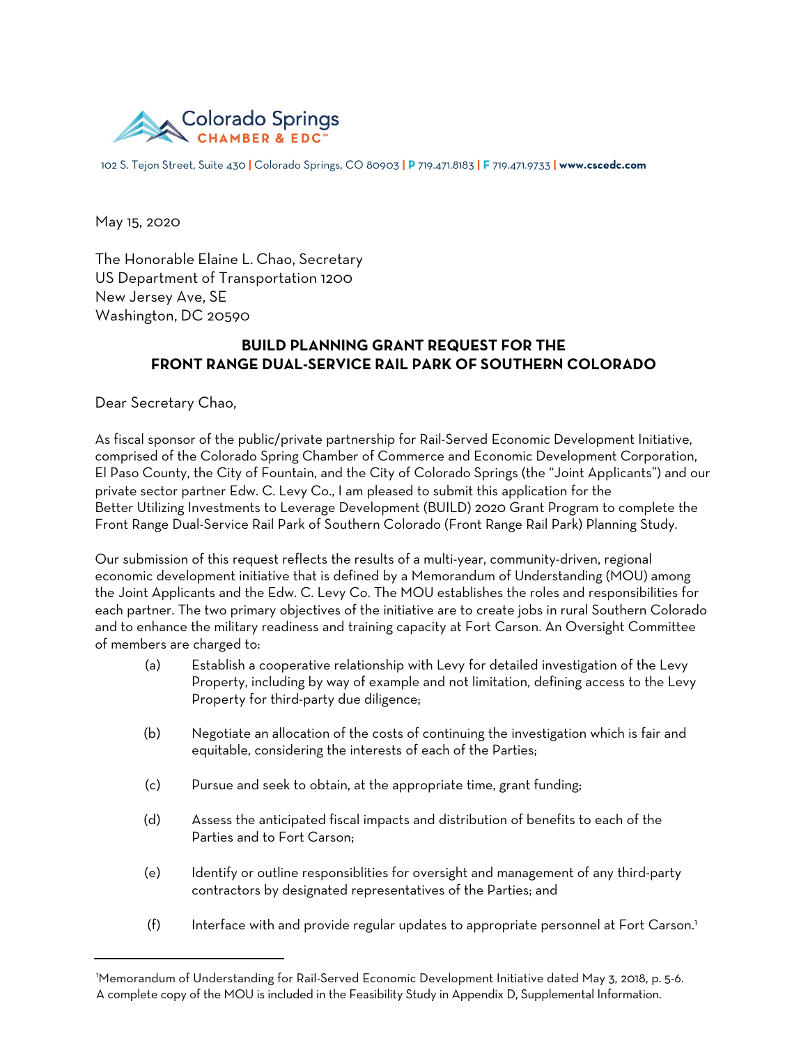Colorado Springs
CHAMBER & EDC™

102 S. Tejon Street, Suite 430 | Colorado Springs, CO 80903 | P 719.471.8183 | F 719.471.9733 | www.cscedc.com

May 15, 2020

The Honorable Elaine L. Chao, Secretary
US Department of Transportation 1200
New Jersey Ave, SE
Washington, DC 20590

**BUILD PLANNING GRANT REQUEST FOR THE**
**FRONT RANGE DUAL-SERVICE RAIL PARK OF SOUTHERN COLORADO**

Dear Secretary Chao,

As fiscal sponsor of the public/private partnership for Rail-Served Economic Development Initiative, comprised of the Colorado Spring Chamber of Commerce and Economic Development Corporation, El Paso County, the City of Fountain, and the City of Colorado Springs (the "Joint Applicants") and our private sector partner Edw. C. Levy Co., I am pleased to submit this application for the Better Utilizing Investments to Leverage Development (BUILD) 2020 Grant Program to complete the Front Range Dual-Service Rail Park of Southern Colorado (Front Range Rail Park) Planning Study.

Our submission of this request reflects the results of a multi-year, community-driven, regional economic development initiative that is defined by a Memorandum of Understanding (MOU) among the Joint Applicants and the Edw. C. Levy Co. The MOU establishes the roles and responsibilities for each partner. The two primary objectives of the initiative are to create jobs in rural Southern Colorado and to enhance the military readiness and training capacity at Fort Carson. An Oversight Committee of members are charged to:

(a) Establish a cooperative relationship with Levy for detailed investigation of the Levy Property, including by way of example and not limitation, defining access to the Levy Property for third-party due diligence;

(b) Negotiate an allocation of the costs of continuing the investigation which is fair and equitable, considering the interests of each of the Parties;

(c) Pursue and seek to obtain, at the appropriate time, grant funding;

(d) Assess the anticipated fiscal impacts and distribution of benefits to each of the Parties and to Fort Carson;

(e) Identify or outline responsiblities for oversight and management of any third-party contractors by designated representatives of the Parties; and

(f) Interface with and provide regular updates to appropriate personnel at Fort Carson.[1]

---

[1]Memorandum of Understanding for Rail-Served Economic Development Initiative dated May 3, 2018, p. 5-6. A complete copy of the MOU is included in the Feasibility Study in Appendix D, Supplemental Information.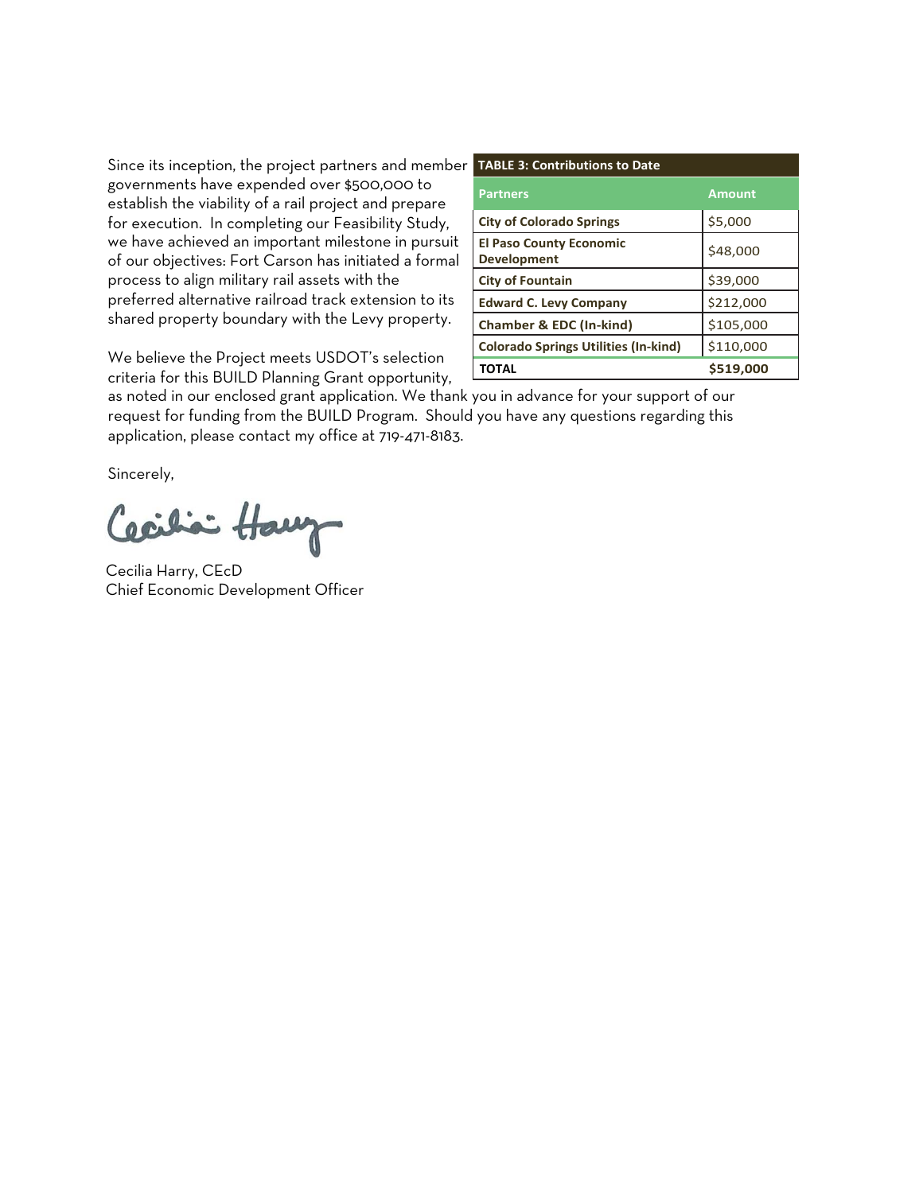Since its inception, the project partners and member governments have expended over $500,000 to establish the viability of a rail project and prepare for execution. In completing our Feasibility Study, we have achieved an important milestone in pursuit of our objectives: Fort Carson has initiated a formal process to align military rail assets with the preferred alternative railroad track extension to its shared property boundary with the Levy property.

**TABLE 3: Contributions to Date**

| Partners | Amount |
|---|---|
| **City of Colorado Springs** | $5,000 |
| **El Paso County Economic Development** | $48,000 |
| **City of Fountain** | $39,000 |
| **Edward C. Levy Company** | $212,000 |
| **Chamber & EDC (In-kind)** | $105,000 |
| **Colorado Springs Utilities (In-kind)** | $110,000 |
| **TOTAL** | **$519,000** |

We believe the Project meets USDOT's selection criteria for this BUILD Planning Grant opportunity, as noted in our enclosed grant application. We thank you in advance for your support of our request for funding from the BUILD Program. Should you have any questions regarding this application, please contact my office at 719-471-8183.

Sincerely,

Cecilia Harry, CEcD
Chief Economic Development Officer